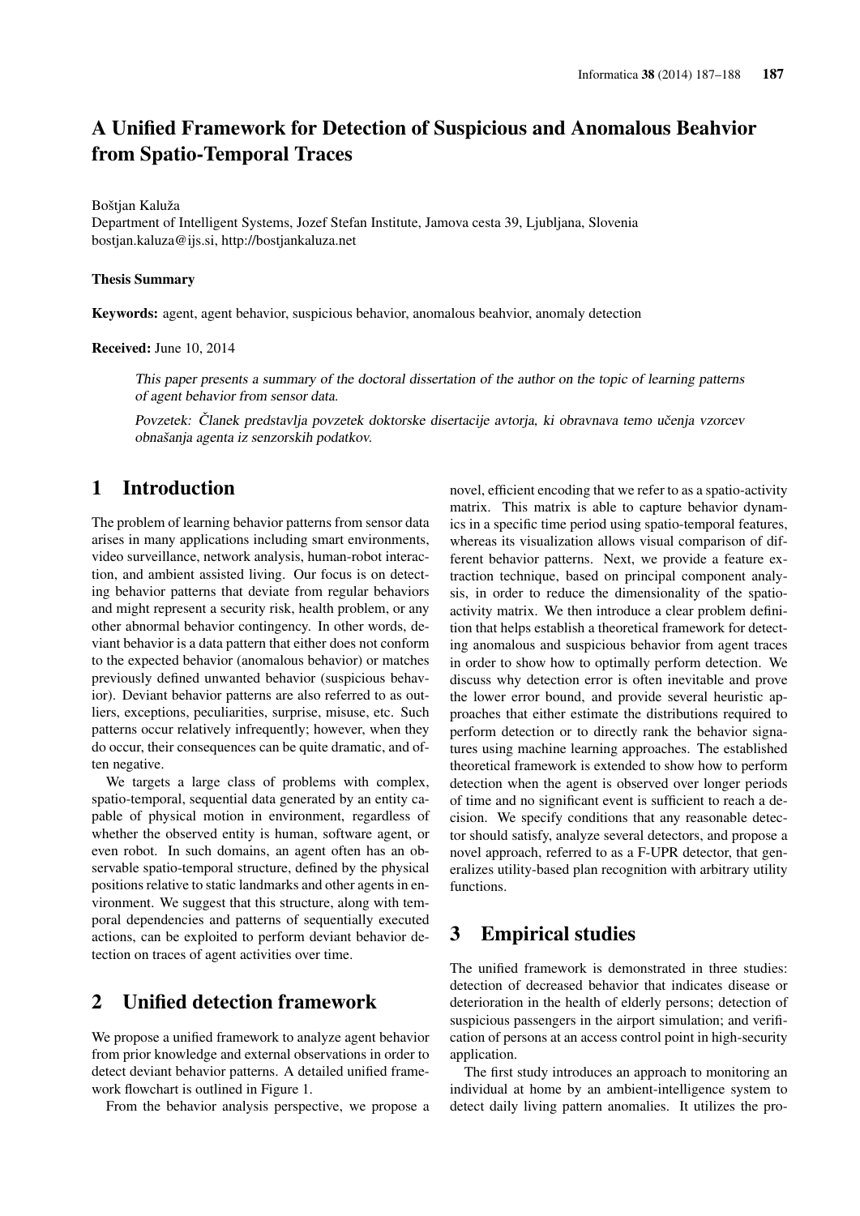# A Unified Framework for Detection of Suspicious and Anomalous Beahvior from Spatio-Temporal Traces

Boštjan Kaluža
Department of Intelligent Systems, Jozef Stefan Institute, Jamova cesta 39, Ljubljana, Slovenia
bostjan.kaluza@ijs.si, http://bostjankaluza.net

**Thesis Summary**

**Keywords:** agent, agent behavior, suspicious behavior, anomalous beahvior, anomaly detection

**Received:** June 10, 2014

*This paper presents a summary of the doctoral dissertation of the author on the topic of learning patterns of agent behavior from sensor data.*

*Povzetek: Članek predstavlja povzetek doktorske disertacije avtorja, ki obravnava temo učenja vzorcev obnašanja agenta iz senzorskih podatkov.*

## 1 Introduction

The problem of learning behavior patterns from sensor data arises in many applications including smart environments, video surveillance, network analysis, human-robot interaction, and ambient assisted living. Our focus is on detecting behavior patterns that deviate from regular behaviors and might represent a security risk, health problem, or any other abnormal behavior contingency. In other words, deviant behavior is a data pattern that either does not conform to the expected behavior (anomalous behavior) or matches previously defined unwanted behavior (suspicious behavior). Deviant behavior patterns are also referred to as outliers, exceptions, peculiarities, surprise, misuse, etc. Such patterns occur relatively infrequently; however, when they do occur, their consequences can be quite dramatic, and often negative.

We targets a large class of problems with complex, spatio-temporal, sequential data generated by an entity capable of physical motion in environment, regardless of whether the observed entity is human, software agent, or even robot. In such domains, an agent often has an observable spatio-temporal structure, defined by the physical positions relative to static landmarks and other agents in environment. We suggest that this structure, along with temporal dependencies and patterns of sequentially executed actions, can be exploited to perform deviant behavior detection on traces of agent activities over time.

## 2 Unified detection framework

We propose a unified framework to analyze agent behavior from prior knowledge and external observations in order to detect deviant behavior patterns. A detailed unified framework flowchart is outlined in Figure 1.

From the behavior analysis perspective, we propose a novel, efficient encoding that we refer to as a spatio-activity matrix. This matrix is able to capture behavior dynamics in a specific time period using spatio-temporal features, whereas its visualization allows visual comparison of different behavior patterns. Next, we provide a feature extraction technique, based on principal component analysis, in order to reduce the dimensionality of the spatio-activity matrix. We then introduce a clear problem definition that helps establish a theoretical framework for detecting anomalous and suspicious behavior from agent traces in order to show how to optimally perform detection. We discuss why detection error is often inevitable and prove the lower error bound, and provide several heuristic approaches that either estimate the distributions required to perform detection or to directly rank the behavior signatures using machine learning approaches. The established theoretical framework is extended to show how to perform detection when the agent is observed over longer periods of time and no significant event is sufficient to reach a decision. We specify conditions that any reasonable detector should satisfy, analyze several detectors, and propose a novel approach, referred to as a F-UPR detector, that generalizes utility-based plan recognition with arbitrary utility functions.

## 3 Empirical studies

The unified framework is demonstrated in three studies: detection of decreased behavior that indicates disease or deterioration in the health of elderly persons; detection of suspicious passengers in the airport simulation; and verification of persons at an access control point in high-security application.

The first study introduces an approach to monitoring an individual at home by an ambient-intelligence system to detect daily living pattern anomalies. It utilizes the pro-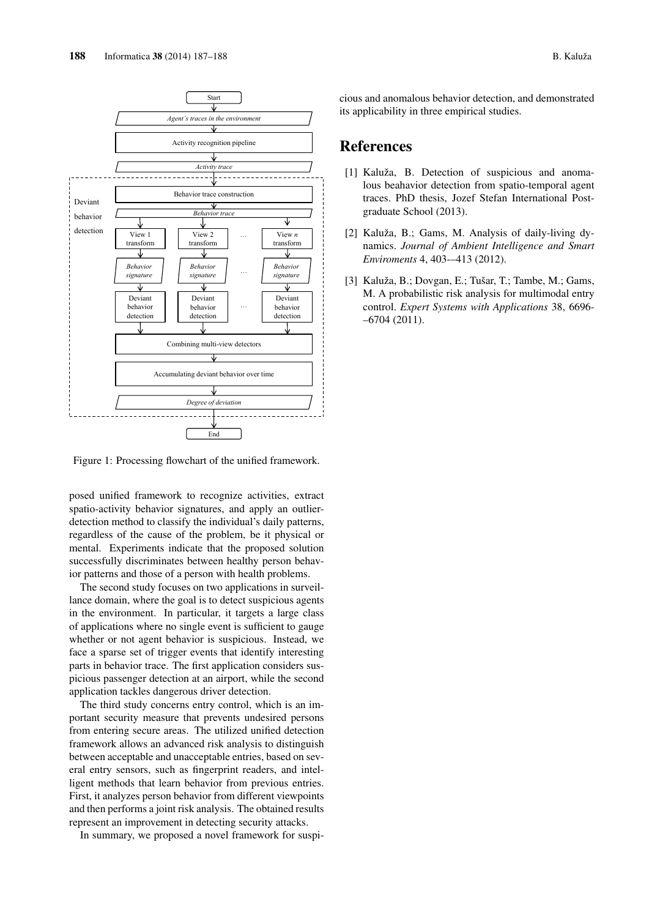Start

Agent's traces in the environment

Activity recognition pipeline

Activity trace

Deviant behavior detection

Behavior trace construction

Behavior trace

View 1 transform

View 2 transform

…

View *n* transform

Behavior signature

Behavior signature

…

Behavior signature

Deviant behavior detection

Deviant behavior detection

…

Deviant behavior detection

Combining multi-view detectors

Accumulating deviant behavior over time

Degree of deviation

End

Figure 1: Processing flowchart of the unified framework.

posed unified framework to recognize activities, extract spatio-activity behavior signatures, and apply an outlier-detection method to classify the individual's daily patterns, regardless of the cause of the problem, be it physical or mental. Experiments indicate that the proposed solution successfully discriminates between healthy person behavior patterns and those of a person with health problems.

The second study focuses on two applications in surveillance domain, where the goal is to detect suspicious agents in the environment. In particular, it targets a large class of applications where no single event is sufficient to gauge whether or not agent behavior is suspicious. Instead, we face a sparse set of trigger events that identify interesting parts in behavior trace. The first application considers suspicious passenger detection at an airport, while the second application tackles dangerous driver detection.

The third study concerns entry control, which is an important security measure that prevents undesired persons from entering secure areas. The utilized unified detection framework allows an advanced risk analysis to distinguish between acceptable and unacceptable entries, based on several entry sensors, such as fingerprint readers, and intelligent methods that learn behavior from previous entries. First, it analyzes person behavior from different viewpoints and then performs a joint risk analysis. The obtained results represent an improvement in detecting security attacks.

In summary, we proposed a novel framework for suspicious and anomalous behavior detection, and demonstrated its applicability in three empirical studies.

## References

[1] Kaluža, B. Detection of suspicious and anomalous beahavior detection from spatio-temporal agent traces. PhD thesis, Jozef Stefan International Postgraduate School (2013).

[2] Kaluža, B.; Gams, M. Analysis of daily-living dynamics. *Journal of Ambient Intelligence and Smart Enviroments* 4, 403-–413 (2012).

[3] Kaluža, B.; Dovgan, E.; Tušar, T.; Tambe, M.; Gams, M. A probabilistic risk analysis for multimodal entry control. *Expert Systems with Applications* 38, 6696-–6704 (2011).